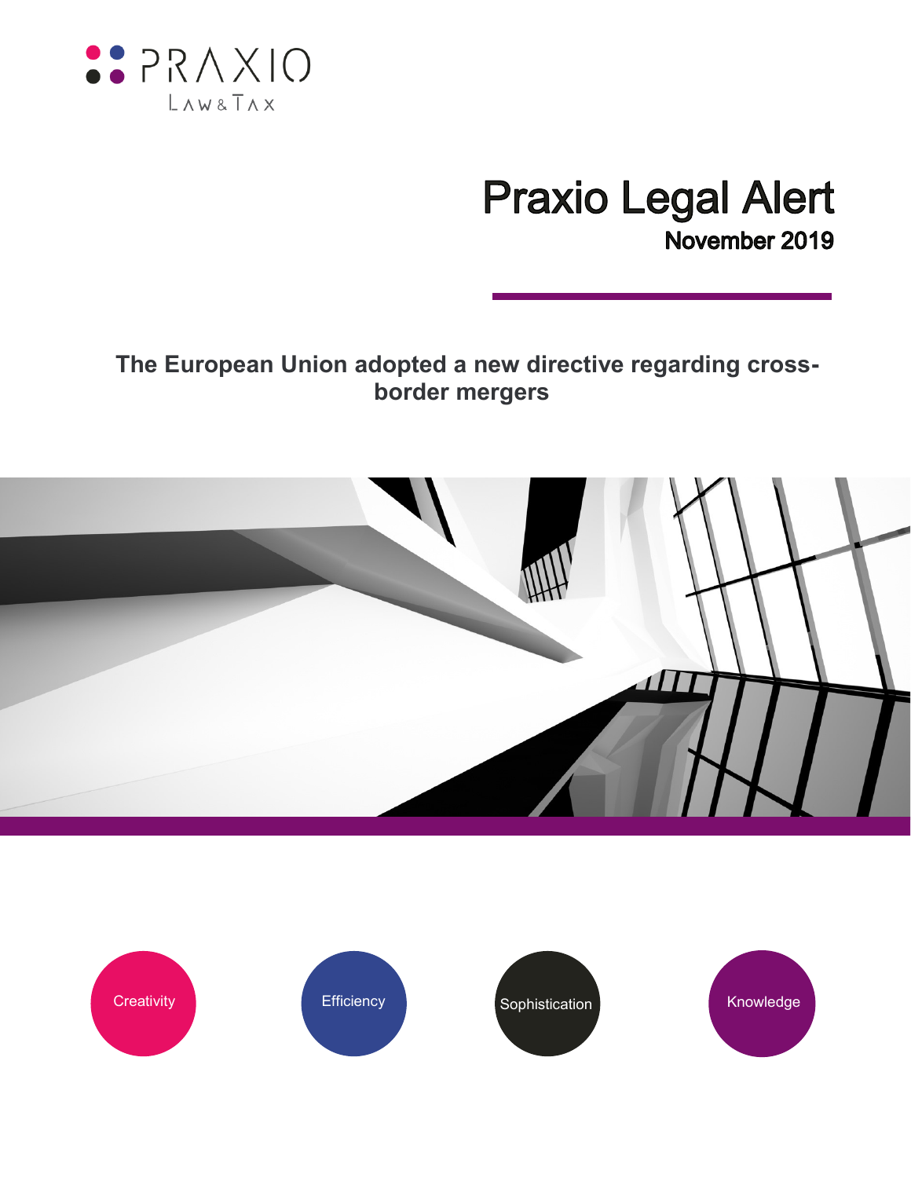PRAXIO

LAW & TAX

# Praxio Legal Alert

**November 2019**

## The European Union adopted a new directive regarding cross-border mergers

Creativity

Efficiency

Sophistication

Knowledge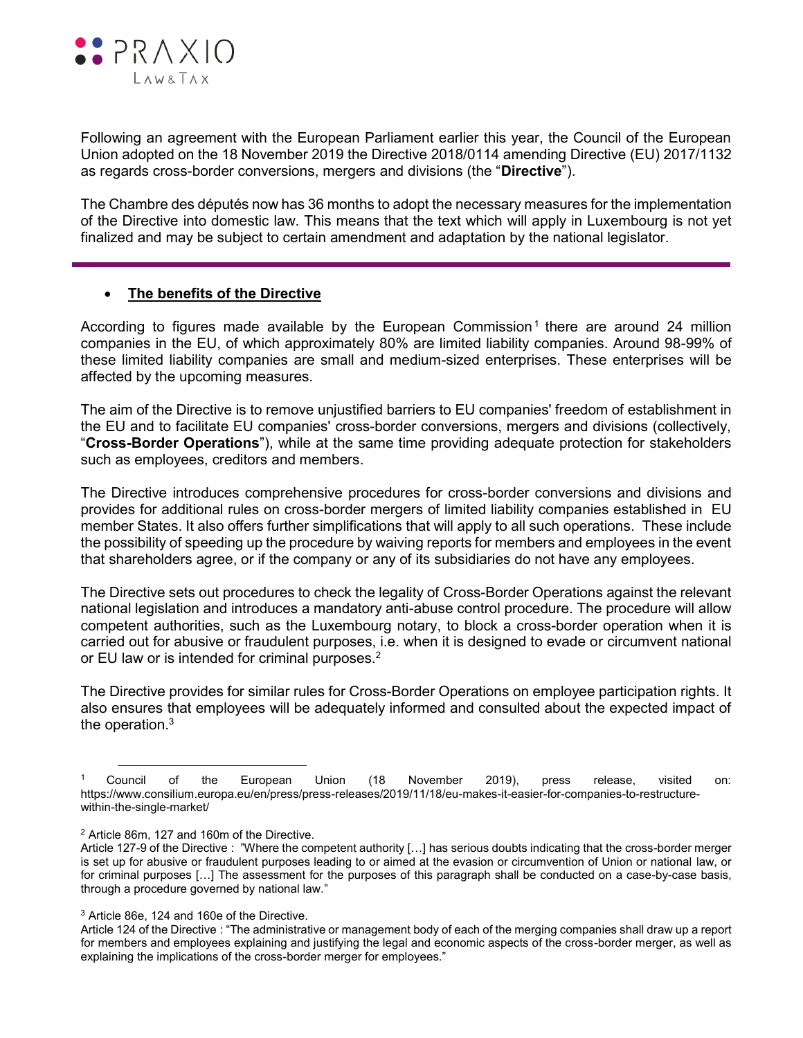Following an agreement with the European Parliament earlier this year, the Council of the European Union adopted on the 18 November 2019 the Directive 2018/0114 amending Directive (EU) 2017/1132 as regards cross-border conversions, mergers and divisions (the "**Directive**").

The Chambre des députés now has 36 months to adopt the necessary measures for the implementation of the Directive into domestic law. This means that the text which will apply in Luxembourg is not yet finalized and may be subject to certain amendment and adaptation by the national legislator.

---

- **The benefits of the Directive**

According to figures made available by the European Commission[1] there are around 24 million companies in the EU, of which approximately 80% are limited liability companies. Around 98-99% of these limited liability companies are small and medium-sized enterprises. These enterprises will be affected by the upcoming measures.

The aim of the Directive is to remove unjustified barriers to EU companies' freedom of establishment in the EU and to facilitate EU companies' cross-border conversions, mergers and divisions (collectively, "**Cross-Border Operations**"), while at the same time providing adequate protection for stakeholders such as employees, creditors and members.

The Directive introduces comprehensive procedures for cross-border conversions and divisions and provides for additional rules on cross-border mergers of limited liability companies established in EU member States. It also offers further simplifications that will apply to all such operations. These include the possibility of speeding up the procedure by waiving reports for members and employees in the event that shareholders agree, or if the company or any of its subsidiaries do not have any employees.

The Directive sets out procedures to check the legality of Cross-Border Operations against the relevant national legislation and introduces a mandatory anti-abuse control procedure. The procedure will allow competent authorities, such as the Luxembourg notary, to block a cross-border operation when it is carried out for abusive or fraudulent purposes, i.e. when it is designed to evade or circumvent national or EU law or is intended for criminal purposes.[2]

The Directive provides for similar rules for Cross-Border Operations on employee participation rights. It also ensures that employees will be adequately informed and consulted about the expected impact of the operation.[3]

---

[1] Council of the European Union (18 November 2019), press release, visited on: https://www.consilium.europa.eu/en/press/press-releases/2019/11/18/eu-makes-it-easier-for-companies-to-restructure-within-the-single-market/

[2] Article 86m, 127 and 160m of the Directive.
Article 127-9 of the Directive : "Where the competent authority […] has serious doubts indicating that the cross-border merger is set up for abusive or fraudulent purposes leading to or aimed at the evasion or circumvention of Union or national law, or for criminal purposes […] The assessment for the purposes of this paragraph shall be conducted on a case-by-case basis, through a procedure governed by national law."

[3] Article 86e, 124 and 160e of the Directive.
Article 124 of the Directive : "The administrative or management body of each of the merging companies shall draw up a report for members and employees explaining and justifying the legal and economic aspects of the cross-border merger, as well as explaining the implications of the cross-border merger for employees."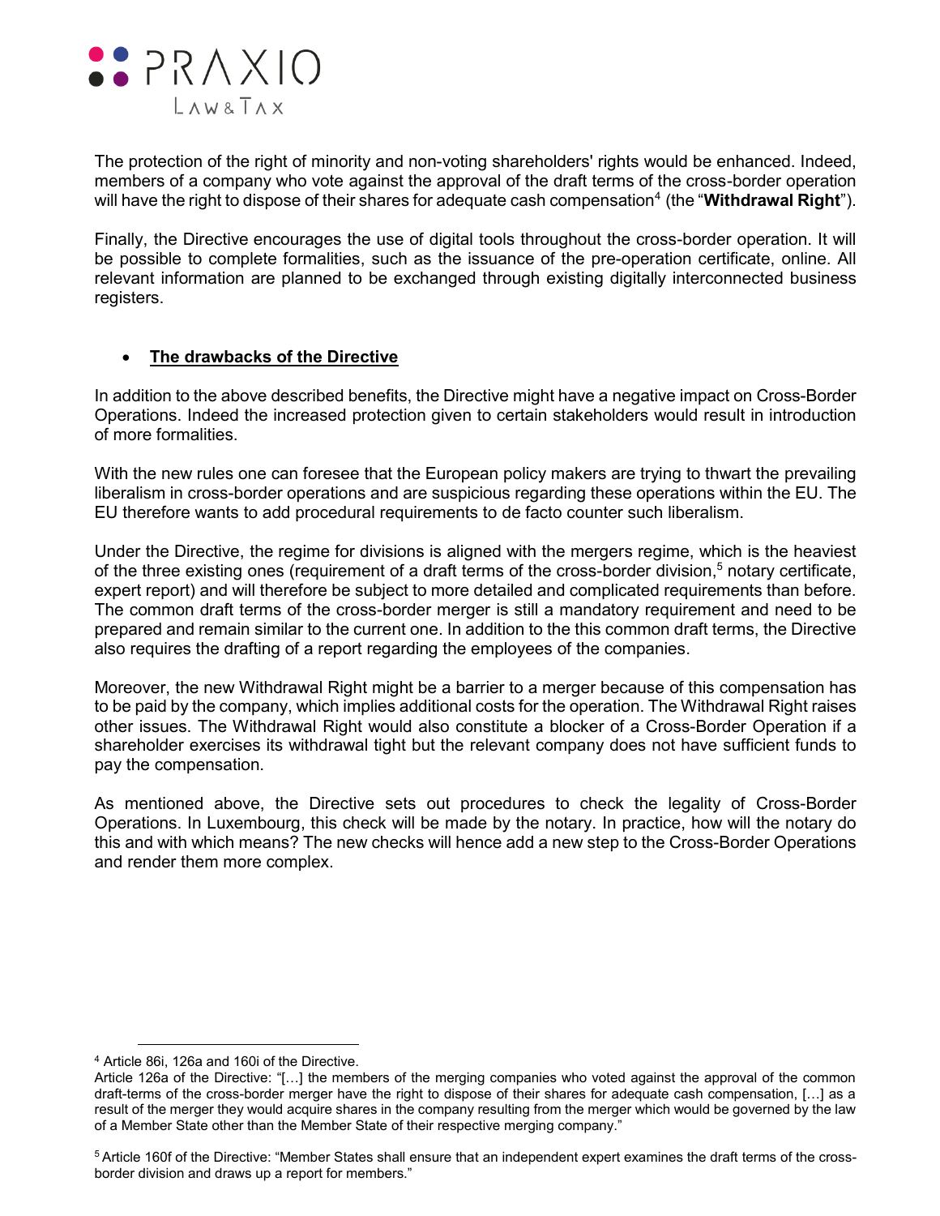The protection of the right of minority and non-voting shareholders' rights would be enhanced. Indeed, members of a company who vote against the approval of the draft terms of the cross-border operation will have the right to dispose of their shares for adequate cash compensation[4] (the "**Withdrawal Right**").

Finally, the Directive encourages the use of digital tools throughout the cross-border operation. It will be possible to complete formalities, such as the issuance of the pre-operation certificate, online. All relevant information are planned to be exchanged through existing digitally interconnected business registers.

- **The drawbacks of the Directive**

In addition to the above described benefits, the Directive might have a negative impact on Cross-Border Operations. Indeed the increased protection given to certain stakeholders would result in introduction of more formalities.

With the new rules one can foresee that the European policy makers are trying to thwart the prevailing liberalism in cross-border operations and are suspicious regarding these operations within the EU. The EU therefore wants to add procedural requirements to de facto counter such liberalism.

Under the Directive, the regime for divisions is aligned with the mergers regime, which is the heaviest of the three existing ones (requirement of a draft terms of the cross-border division,[5] notary certificate, expert report) and will therefore be subject to more detailed and complicated requirements than before. The common draft terms of the cross-border merger is still a mandatory requirement and need to be prepared and remain similar to the current one. In addition to the this common draft terms, the Directive also requires the drafting of a report regarding the employees of the companies.

Moreover, the new Withdrawal Right might be a barrier to a merger because of this compensation has to be paid by the company, which implies additional costs for the operation. The Withdrawal Right raises other issues. The Withdrawal Right would also constitute a blocker of a Cross-Border Operation if a shareholder exercises its withdrawal tight but the relevant company does not have sufficient funds to pay the compensation.

As mentioned above, the Directive sets out procedures to check the legality of Cross-Border Operations. In Luxembourg, this check will be made by the notary. In practice, how will the notary do this and with which means? The new checks will hence add a new step to the Cross-Border Operations and render them more complex.

---

[4] Article 86i, 126a and 160i of the Directive.
Article 126a of the Directive: "[…] the members of the merging companies who voted against the approval of the common draft-terms of the cross-border merger have the right to dispose of their shares for adequate cash compensation, […] as a result of the merger they would acquire shares in the company resulting from the merger which would be governed by the law of a Member State other than the Member State of their respective merging company."

[5] Article 160f of the Directive: "Member States shall ensure that an independent expert examines the draft terms of the cross-border division and draws up a report for members."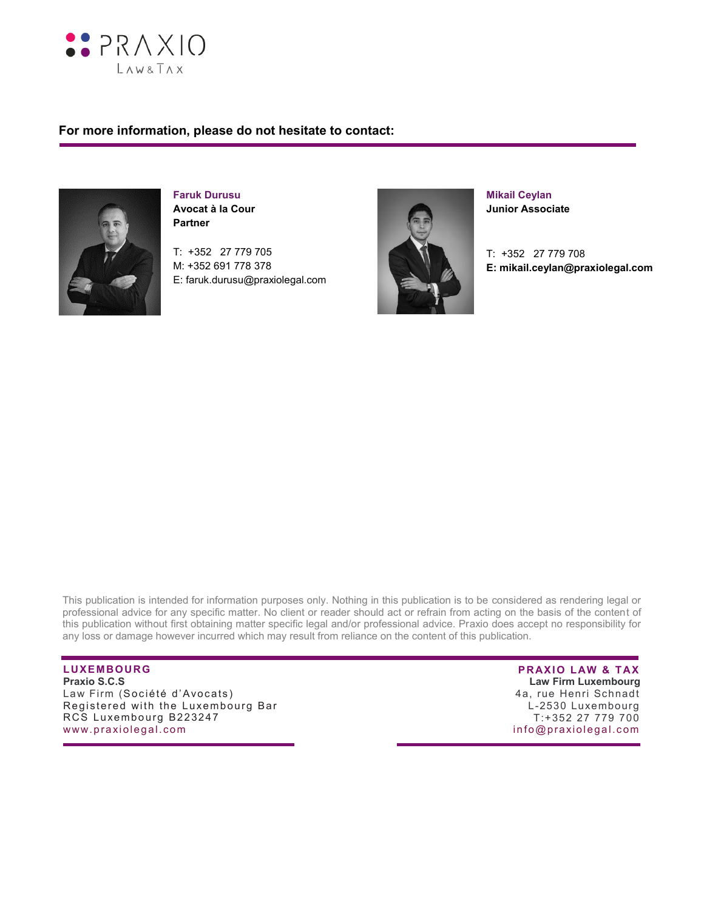**For more information, please do not hesitate to contact:**

**Faruk Durusu**
**Avocat à la Cour**
**Partner**

T: +352 27 779 705
M: +352 691 778 378
E: faruk.durusu@praxiolegal.com

**Mikail Ceylan**
**Junior Associate**

T: +352 27 779 708
**E: mikail.ceylan@praxiolegal.com**

This publication is intended for information purposes only. Nothing in this publication is to be considered as rendering legal or professional advice for any specific matter. No client or reader should act or refrain from acting on the basis of the content of this publication without first obtaining matter specific legal and/or professional advice. Praxio does accept no responsibility for any loss or damage however incurred which may result from reliance on the content of this publication.

**LUXEMBOURG**
**Praxio S.C.S**
Law Firm (Société d'Avocats)
Registered with the Luxembourg Bar
RCS Luxembourg B223247
www.praxiolegal.com

**PRAXIO LAW & TAX**
**Law Firm Luxembourg**
4a, rue Henri Schnadt
L-2530 Luxembourg
T:+352 27 779 700
info@praxiolegal.com